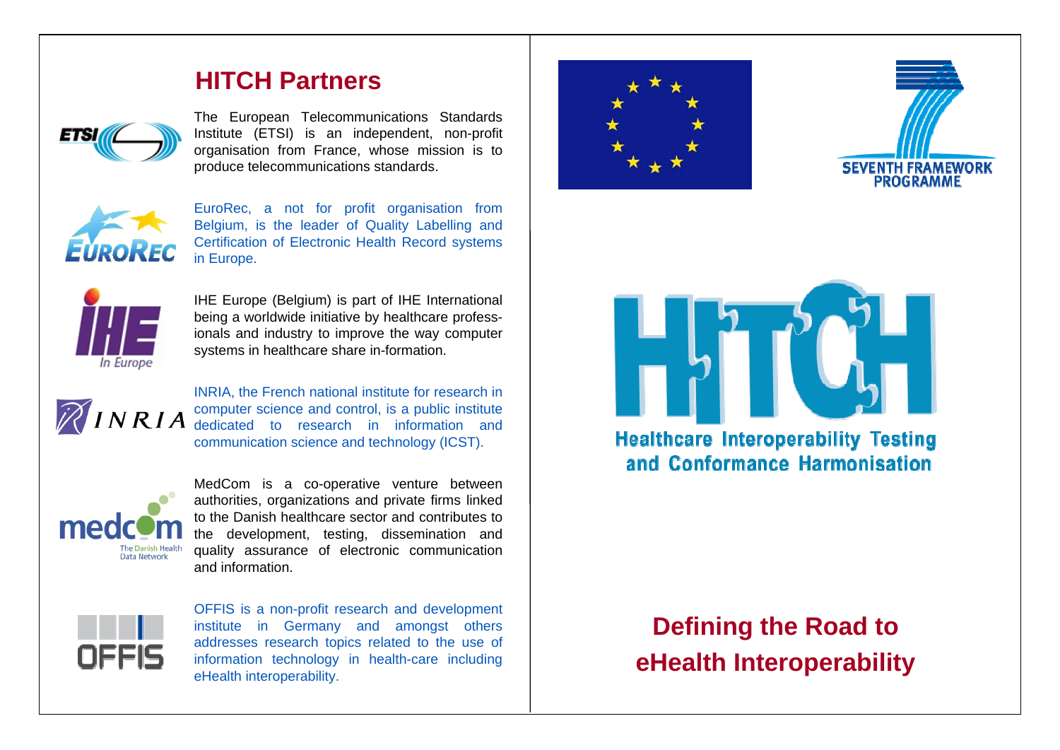## HITCH Partners

The European Telecommunications Standards Institute (ETSI) is an independent, non-profit organisation from France, whose mission is to produce telecommunications standards.

EuroRec, a not for profit organisation from Belgium, is the leader of Quality Labelling and Certification of Electronic Health Record systems in Europe.

IHE Europe (Belgium) is part of IHE International being a worldwide initiative by healthcare profess-ionals and industry to improve the way computer systems in healthcare share in-formation.

INRIA, the French national institute for research in computer science and control, is a public institute dedicated to research in information and communication science and technology (ICST).

MedCom is a co-operative venture between authorities, organizations and private firms linked to the Danish healthcare sector and contributes to the development, testing, dissemination and quality assurance of electronic communication and information.

OFFIS is a non-profit research and development institute in Germany and amongst others addresses research topics related to the use of information technology in health-care including eHealth interoperability.

SEVENTH FRAMEWORK PROGRAMME

# HITCH

Healthcare Interoperability Testing and Conformance Harmonisation

## Defining the Road to eHealth Interoperability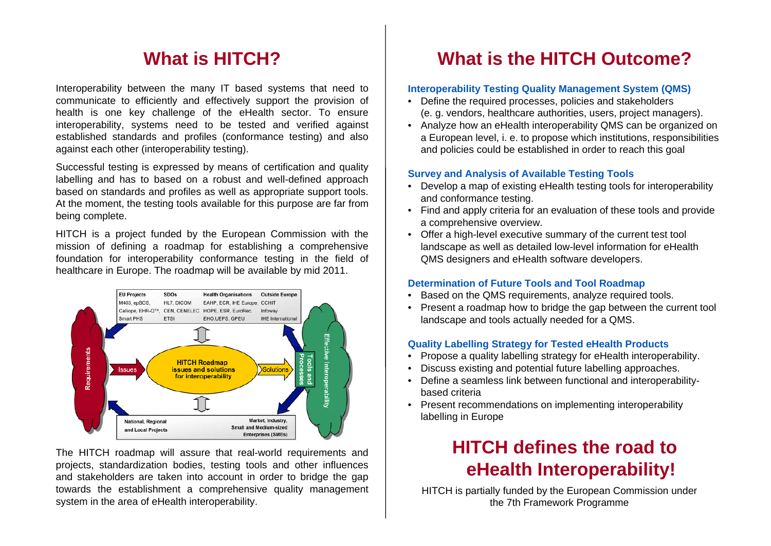# What is HITCH?

Interoperability between the many IT based systems that need to communicate to efficiently and effectively support the provision of health is one key challenge of the eHealth sector. To ensure interoperability, systems need to be tested and verified against established standards and profiles (conformance testing) and also against each other (interoperability testing).

Successful testing is expressed by means of certification and quality labelling and has to based on a robust and well-defined approach based on standards and profiles as well as appropriate support tools. At the moment, the testing tools available for this purpose are far from being complete.

HITCH is a project funded by the European Commission with the mission of defining a roadmap for establishing a comprehensive foundation for interoperability conformance testing in the field of healthcare in Europe. The roadmap will be available by mid 2011.

EU Projects
M403, epSOS,
Calliope, EHR-Q$^{TN}$,
Smart PHS

SDOs
HL7, DICOM
CEN, CENELEC
ETSI

Health Organisations
EAHP, ECR, IHE Europe,
HOPE, ESR, EuroRec,
EHO,UEPS, GPEU

Outside Europe
CCHIT
Infoway
IHE International

Requirements

Issues

HITCH Roadmap
issues and solutions
for interoperability

Solutions

Tools and Processes

Effective Interoperability

National, Regional
and Local Projects

Market, Industry,
Small and Medium-sized
Enterprises (SMEs)

The HITCH roadmap will assure that real-world requirements and projects, standardization bodies, testing tools and other influences and stakeholders are taken into account in order to bridge the gap towards the establishment a comprehensive quality management system in the area of eHealth interoperability.

# What is the HITCH Outcome?

### Interoperability Testing Quality Management System (QMS)

- Define the required processes, policies and stakeholders (e. g. vendors, healthcare authorities, users, project managers).
- Analyze how an eHealth interoperability QMS can be organized on a European level, i. e. to propose which institutions, responsibilities and policies could be established in order to reach this goal

### Survey and Analysis of Available Testing Tools

- Develop a map of existing eHealth testing tools for interoperability and conformance testing.
- Find and apply criteria for an evaluation of these tools and provide a comprehensive overview.
- Offer a high-level executive summary of the current test tool landscape as well as detailed low-level information for eHealth QMS designers and eHealth software developers.

### Determination of Future Tools and Tool Roadmap

- Based on the QMS requirements, analyze required tools.
- Present a roadmap how to bridge the gap between the current tool landscape and tools actually needed for a QMS.

### Quality Labelling Strategy for Tested eHealth Products

- Propose a quality labelling strategy for eHealth interoperability.
- Discuss existing and potential future labelling approaches.
- Define a seamless link between functional and interoperability-based criteria
- Present recommendations on implementing interoperability labelling in Europe

## HITCH defines the road to eHealth Interoperability!

HITCH is partially funded by the European Commission under the 7th Framework Programme